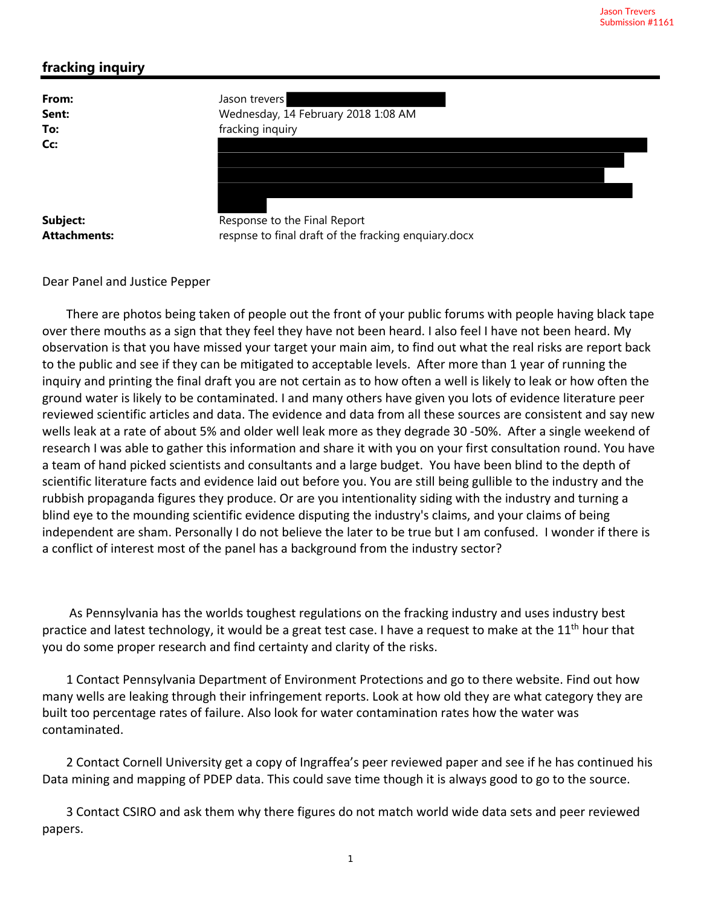Jason Trevers
Submission #1161

## fracking inquiry

| | |
|---|---|
| **From:** | Jason trevers |
| **Sent:** | Wednesday, 14 February 2018 1:08 AM |
| **To:** | fracking inquiry |
| **Cc:** | |
| **Subject:** | Response to the Final Report |
| **Attachments:** | respnse to final draft of the fracking enquiary.docx |

Dear Panel and Justice Pepper

There are photos being taken of people out the front of your public forums with people having black tape over there mouths as a sign that they feel they have not been heard. I also feel I have not been heard. My observation is that you have missed your target your main aim, to find out what the real risks are report back to the public and see if they can be mitigated to acceptable levels. After more than 1 year of running the inquiry and printing the final draft you are not certain as to how often a well is likely to leak or how often the ground water is likely to be contaminated. I and many others have given you lots of evidence literature peer reviewed scientific articles and data. The evidence and data from all these sources are consistent and say new wells leak at a rate of about 5% and older well leak more as they degrade 30 -50%. After a single weekend of research I was able to gather this information and share it with you on your first consultation round. You have a team of hand picked scientists and consultants and a large budget. You have been blind to the depth of scientific literature facts and evidence laid out before you. You are still being gullible to the industry and the rubbish propaganda figures they produce. Or are you intentionality siding with the industry and turning a blind eye to the mounding scientific evidence disputing the industry's claims, and your claims of being independent are sham. Personally I do not believe the later to be true but I am confused. I wonder if there is a conflict of interest most of the panel has a background from the industry sector?

As Pennsylvania has the worlds toughest regulations on the fracking industry and uses industry best practice and latest technology, it would be a great test case. I have a request to make at the 11th hour that you do some proper research and find certainty and clarity of the risks.

1 Contact Pennsylvania Department of Environment Protections and go to there website. Find out how many wells are leaking through their infringement reports. Look at how old they are what category they are built too percentage rates of failure. Also look for water contamination rates how the water was contaminated.

2 Contact Cornell University get a copy of Ingraffea's peer reviewed paper and see if he has continued his Data mining and mapping of PDEP data. This could save time though it is always good to go to the source.

3 Contact CSIRO and ask them why there figures do not match world wide data sets and peer reviewed papers.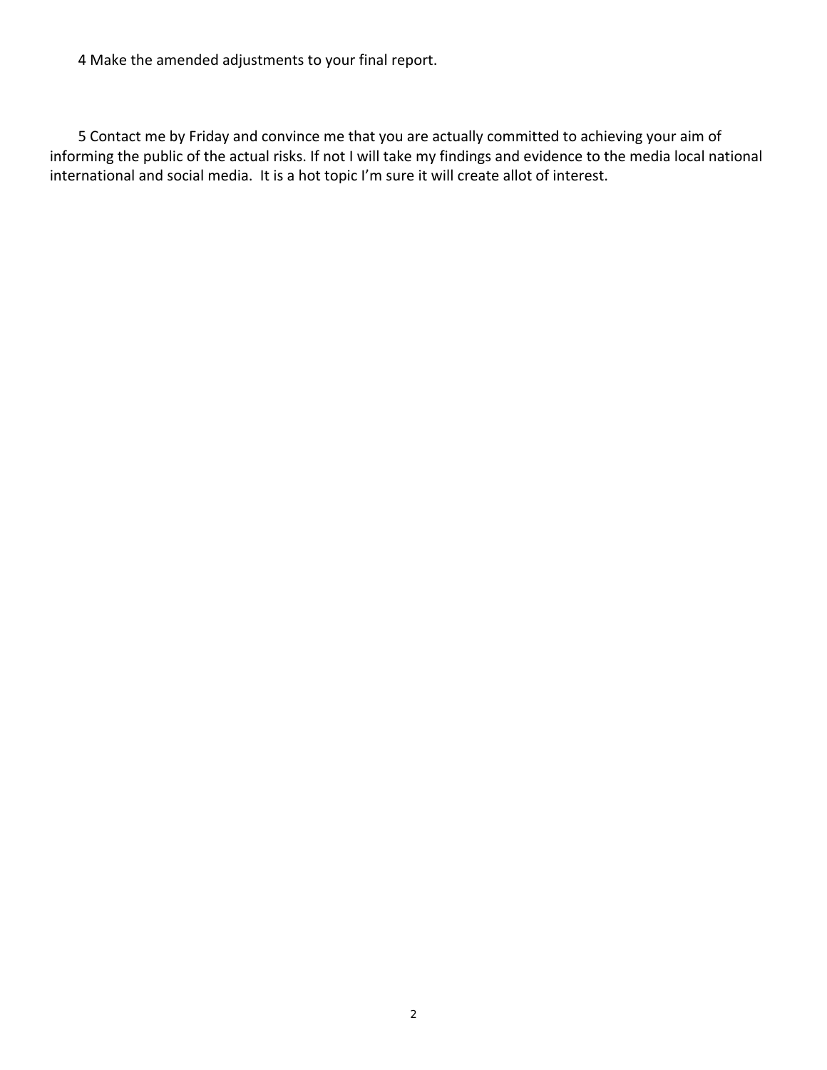4 Make the amended adjustments to your final report.

5 Contact me by Friday and convince me that you are actually committed to achieving your aim of informing the public of the actual risks. If not I will take my findings and evidence to the media local national international and social media. It is a hot topic I'm sure it will create allot of interest.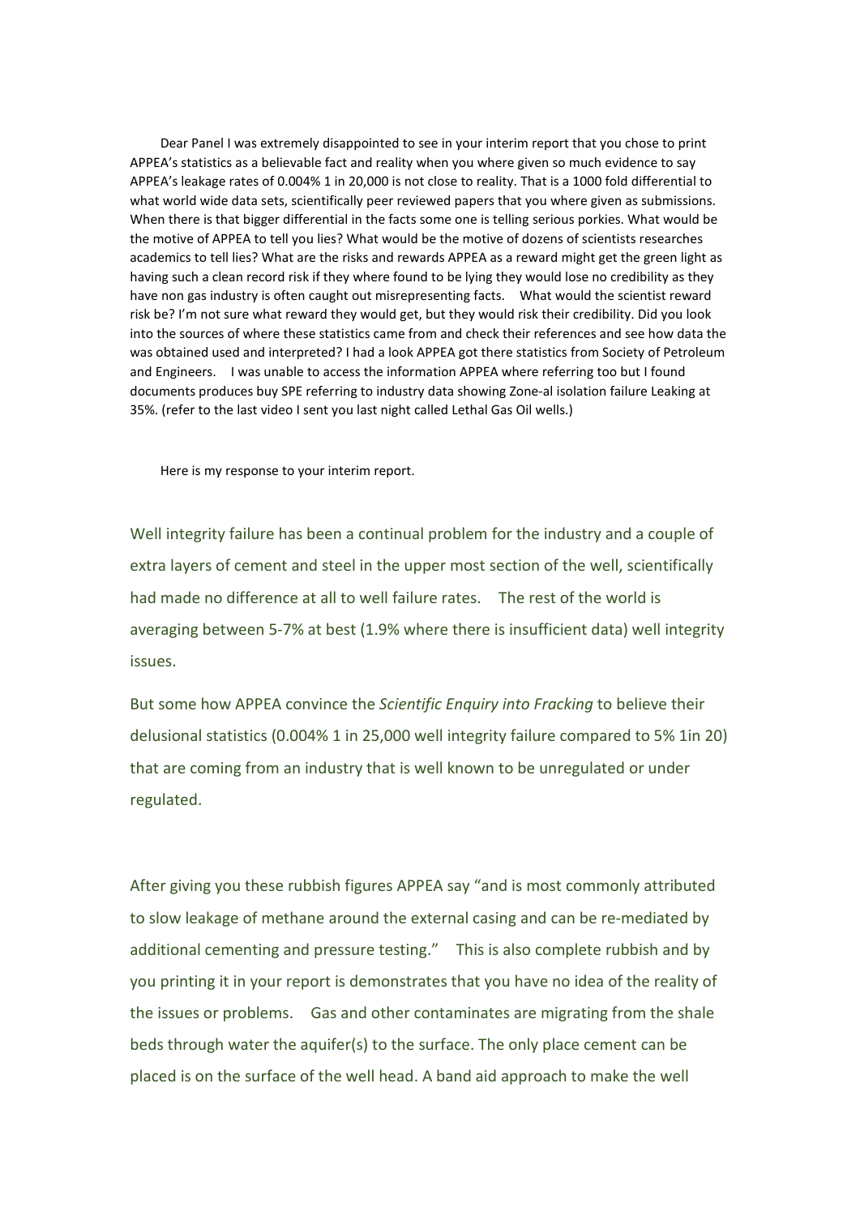Dear Panel I was extremely disappointed to see in your interim report that you chose to print APPEA's statistics as a believable fact and reality when you where given so much evidence to say APPEA's leakage rates of 0.004% 1 in 20,000 is not close to reality. That is a 1000 fold differential to what world wide data sets, scientifically peer reviewed papers that you where given as submissions. When there is that bigger differential in the facts some one is telling serious porkies. What would be the motive of APPEA to tell you lies? What would be the motive of dozens of scientists researches academics to tell lies? What are the risks and rewards APPEA as a reward might get the green light as having such a clean record risk if they where found to be lying they would lose no credibility as they have non gas industry is often caught out misrepresenting facts. What would the scientist reward risk be? I'm not sure what reward they would get, but they would risk their credibility. Did you look into the sources of where these statistics came from and check their references and see how data the was obtained used and interpreted? I had a look APPEA got there statistics from Society of Petroleum and Engineers. I was unable to access the information APPEA where referring too but I found documents produces buy SPE referring to industry data showing Zone-al isolation failure Leaking at 35%. (refer to the last video I sent you last night called Lethal Gas Oil wells.)

Here is my response to your interim report.

Well integrity failure has been a continual problem for the industry and a couple of extra layers of cement and steel in the upper most section of the well, scientifically had made no difference at all to well failure rates. The rest of the world is averaging between 5-7% at best (1.9% where there is insufficient data) well integrity issues.

But some how APPEA convince the *Scientific Enquiry into Fracking* to believe their delusional statistics (0.004% 1 in 25,000 well integrity failure compared to 5% 1in 20) that are coming from an industry that is well known to be unregulated or under regulated.

After giving you these rubbish figures APPEA say "and is most commonly attributed to slow leakage of methane around the external casing and can be re-mediated by additional cementing and pressure testing." This is also complete rubbish and by you printing it in your report is demonstrates that you have no idea of the reality of the issues or problems. Gas and other contaminates are migrating from the shale beds through water the aquifer(s) to the surface. The only place cement can be placed is on the surface of the well head. A band aid approach to make the well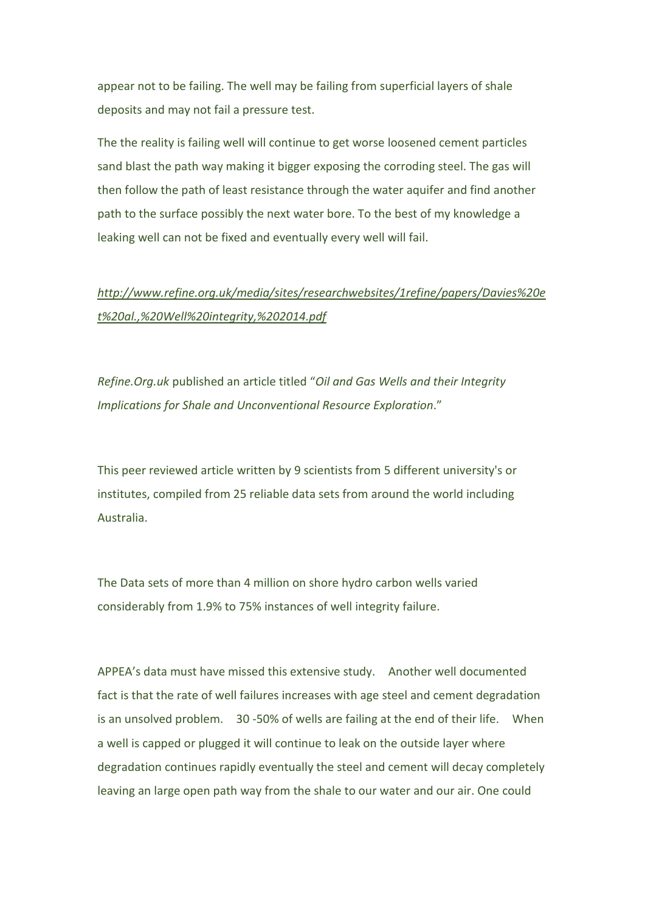appear not to be failing. The well may be failing from superficial layers of shale deposits and may not fail a pressure test.

The the reality is failing well will continue to get worse loosened cement particles sand blast the path way making it bigger exposing the corroding steel. The gas will then follow the path of least resistance through the water aquifer and find another path to the surface possibly the next water bore. To the best of my knowledge a leaking well can not be fixed and eventually every well will fail.

*http://www.refine.org.uk/media/sites/researchwebsites/1refine/papers/Davies%20et%20al.,%20Well%20integrity,%202014.pdf*

*Refine.Org.uk* published an article titled "*Oil and Gas Wells and their Integrity Implications for Shale and Unconventional Resource Exploration*."

This peer reviewed article written by 9 scientists from 5 different university's or institutes, compiled from 25 reliable data sets from around the world including Australia.

The Data sets of more than 4 million on shore hydro carbon wells varied considerably from 1.9% to 75% instances of well integrity failure.

APPEA's data must have missed this extensive study. Another well documented fact is that the rate of well failures increases with age steel and cement degradation is an unsolved problem. 30 -50% of wells are failing at the end of their life. When a well is capped or plugged it will continue to leak on the outside layer where degradation continues rapidly eventually the steel and cement will decay completely leaving an large open path way from the shale to our water and our air. One could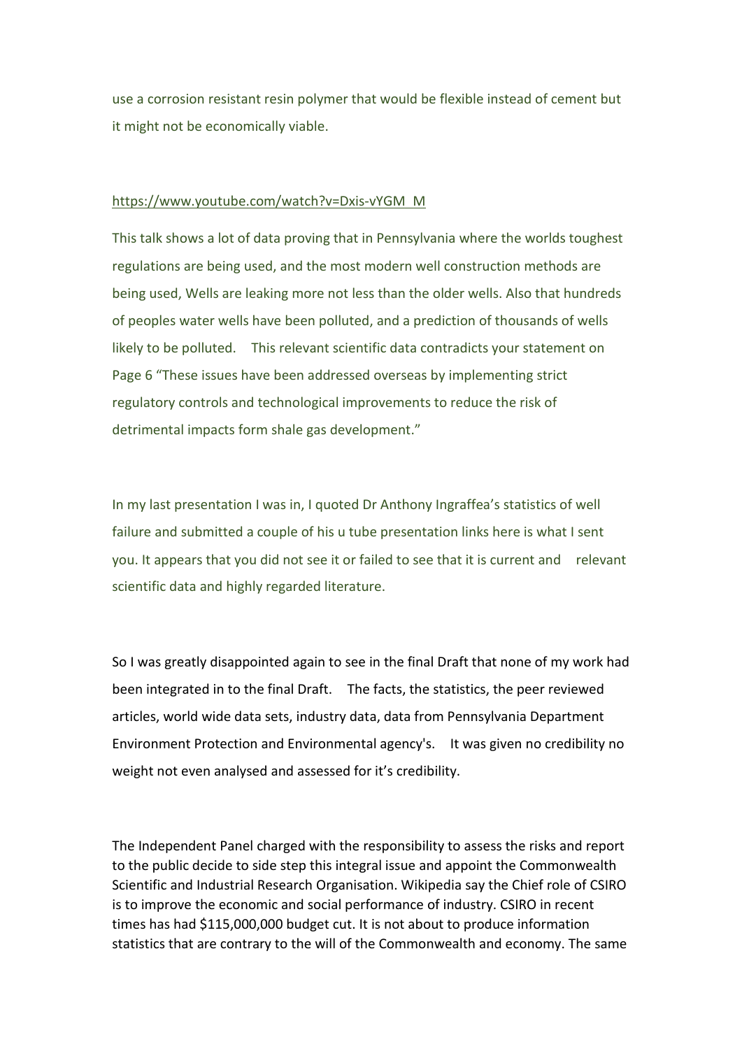use a corrosion resistant resin polymer that would be flexible instead of cement but it might not be economically viable.

https://www.youtube.com/watch?v=Dxis-vYGM_M

This talk shows a lot of data proving that in Pennsylvania where the worlds toughest regulations are being used, and the most modern well construction methods are being used, Wells are leaking more not less than the older wells. Also that hundreds of peoples water wells have been polluted, and a prediction of thousands of wells likely to be polluted. This relevant scientific data contradicts your statement on Page 6 "These issues have been addressed overseas by implementing strict regulatory controls and technological improvements to reduce the risk of detrimental impacts form shale gas development."

In my last presentation I was in, I quoted Dr Anthony Ingraffea's statistics of well failure and submitted a couple of his u tube presentation links here is what I sent you. It appears that you did not see it or failed to see that it is current and relevant scientific data and highly regarded literature.

So I was greatly disappointed again to see in the final Draft that none of my work had been integrated in to the final Draft. The facts, the statistics, the peer reviewed articles, world wide data sets, industry data, data from Pennsylvania Department Environment Protection and Environmental agency's. It was given no credibility no weight not even analysed and assessed for it's credibility.

The Independent Panel charged with the responsibility to assess the risks and report to the public decide to side step this integral issue and appoint the Commonwealth Scientific and Industrial Research Organisation. Wikipedia say the Chief role of CSIRO is to improve the economic and social performance of industry. CSIRO in recent times has had $115,000,000 budget cut. It is not about to produce information statistics that are contrary to the will of the Commonwealth and economy. The same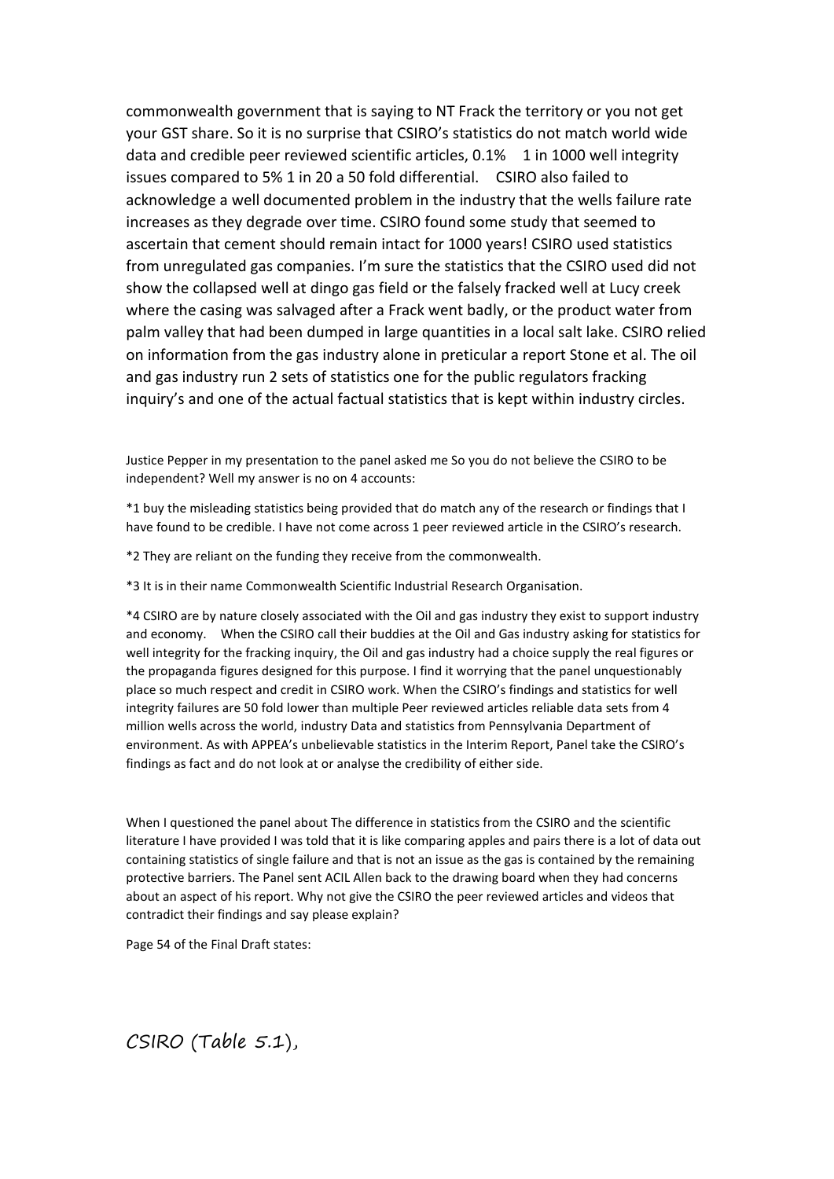commonwealth government that is saying to NT Frack the territory or you not get your GST share. So it is no surprise that CSIRO's statistics do not match world wide data and credible peer reviewed scientific articles, 0.1% 1 in 1000 well integrity issues compared to 5% 1 in 20 a 50 fold differential. CSIRO also failed to acknowledge a well documented problem in the industry that the wells failure rate increases as they degrade over time. CSIRO found some study that seemed to ascertain that cement should remain intact for 1000 years! CSIRO used statistics from unregulated gas companies. I'm sure the statistics that the CSIRO used did not show the collapsed well at dingo gas field or the falsely fracked well at Lucy creek where the casing was salvaged after a Frack went badly, or the product water from palm valley that had been dumped in large quantities in a local salt lake. CSIRO relied on information from the gas industry alone in preticular a report Stone et al. The oil and gas industry run 2 sets of statistics one for the public regulators fracking inquiry's and one of the actual factual statistics that is kept within industry circles.

Justice Pepper in my presentation to the panel asked me So you do not believe the CSIRO to be independent? Well my answer is no on 4 accounts:

*1 buy the misleading statistics being provided that do match any of the research or findings that I have found to be credible. I have not come across 1 peer reviewed article in the CSIRO's research.

*2 They are reliant on the funding they receive from the commonwealth.

*3 It is in their name Commonwealth Scientific Industrial Research Organisation.

*4 CSIRO are by nature closely associated with the Oil and gas industry they exist to support industry and economy. When the CSIRO call their buddies at the Oil and Gas industry asking for statistics for well integrity for the fracking inquiry, the Oil and gas industry had a choice supply the real figures or the propaganda figures designed for this purpose. I find it worrying that the panel unquestionably place so much respect and credit in CSIRO work. When the CSIRO's findings and statistics for well integrity failures are 50 fold lower than multiple Peer reviewed articles reliable data sets from 4 million wells across the world, industry Data and statistics from Pennsylvania Department of environment. As with APPEA's unbelievable statistics in the Interim Report, Panel take the CSIRO's findings as fact and do not look at or analyse the credibility of either side.

When I questioned the panel about The difference in statistics from the CSIRO and the scientific literature I have provided I was told that it is like comparing apples and pairs there is a lot of data out containing statistics of single failure and that is not an issue as the gas is contained by the remaining protective barriers. The Panel sent ACIL Allen back to the drawing board when they had concerns about an aspect of his report. Why not give the CSIRO the peer reviewed articles and videos that contradict their findings and say please explain?

Page 54 of the Final Draft states:

CSIRO (Table 5.1),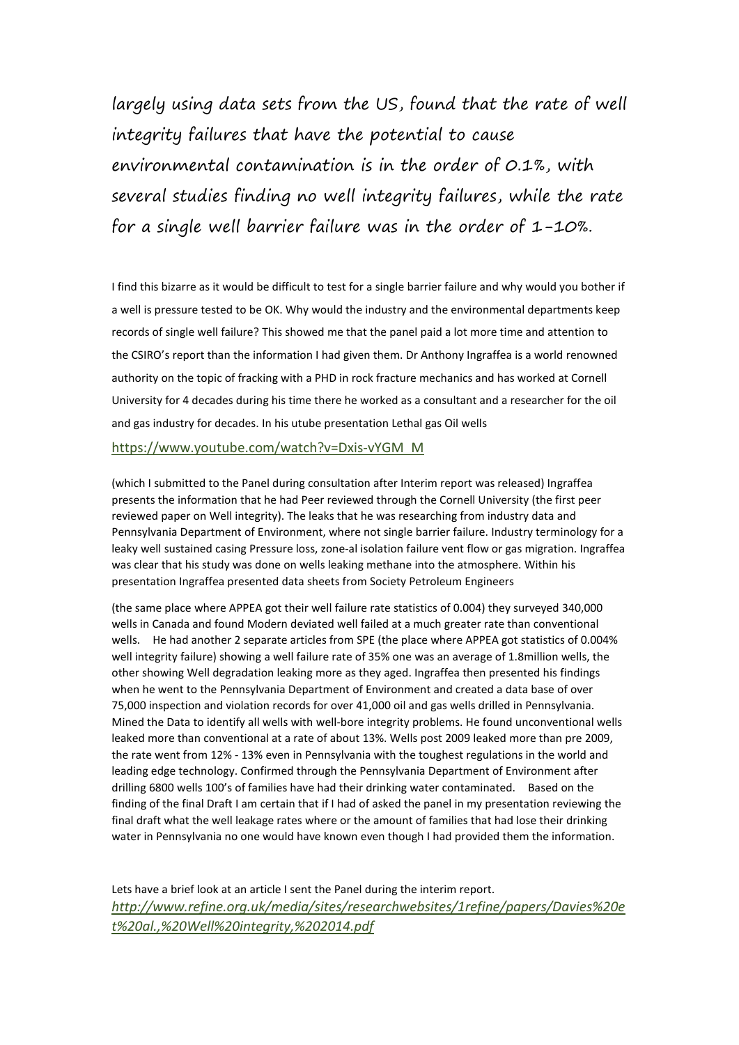largely using data sets from the US, found that the rate of well integrity failures that have the potential to cause environmental contamination is in the order of 0.1%, with several studies finding no well integrity failures, while the rate for a single well barrier failure was in the order of 1-10%.

I find this bizarre as it would be difficult to test for a single barrier failure and why would you bother if a well is pressure tested to be OK. Why would the industry and the environmental departments keep records of single well failure? This showed me that the panel paid a lot more time and attention to the CSIRO's report than the information I had given them. Dr Anthony Ingraffea is a world renowned authority on the topic of fracking with a PHD in rock fracture mechanics and has worked at Cornell University for 4 decades during his time there he worked as a consultant and a researcher for the oil and gas industry for decades. In his utube presentation Lethal gas Oil wells

https://www.youtube.com/watch?v=Dxis-vYGM_M

(which I submitted to the Panel during consultation after Interim report was released) Ingraffea presents the information that he had Peer reviewed through the Cornell University (the first peer reviewed paper on Well integrity). The leaks that he was researching from industry data and Pennsylvania Department of Environment, where not single barrier failure. Industry terminology for a leaky well sustained casing Pressure loss, zone-al isolation failure vent flow or gas migration. Ingraffea was clear that his study was done on wells leaking methane into the atmosphere. Within his presentation Ingraffea presented data sheets from Society Petroleum Engineers

(the same place where APPEA got their well failure rate statistics of 0.004) they surveyed 340,000 wells in Canada and found Modern deviated well failed at a much greater rate than conventional wells. He had another 2 separate articles from SPE (the place where APPEA got statistics of 0.004% well integrity failure) showing a well failure rate of 35% one was an average of 1.8million wells, the other showing Well degradation leaking more as they aged. Ingraffea then presented his findings when he went to the Pennsylvania Department of Environment and created a data base of over 75,000 inspection and violation records for over 41,000 oil and gas wells drilled in Pennsylvania. Mined the Data to identify all wells with well-bore integrity problems. He found unconventional wells leaked more than conventional at a rate of about 13%. Wells post 2009 leaked more than pre 2009, the rate went from 12% - 13% even in Pennsylvania with the toughest regulations in the world and leading edge technology. Confirmed through the Pennsylvania Department of Environment after drilling 6800 wells 100's of families have had their drinking water contaminated. Based on the finding of the final Draft I am certain that if I had of asked the panel in my presentation reviewing the final draft what the well leakage rates where or the amount of families that had lose their drinking water in Pennsylvania no one would have known even though I had provided them the information.

Lets have a brief look at an article I sent the Panel during the interim report.

*http://www.refine.org.uk/media/sites/researchwebsites/1refine/papers/Davies%20et%20al.,%20Well%20integrity,%202014.pdf*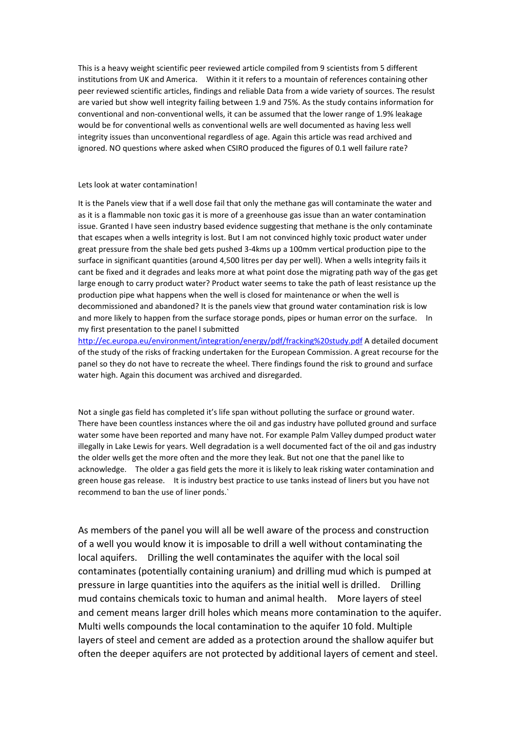This is a heavy weight scientific peer reviewed article compiled from 9 scientists from 5 different institutions from UK and America. Within it it refers to a mountain of references containing other peer reviewed scientific articles, findings and reliable Data from a wide variety of sources. The reslust are varied but show well integrity failing between 1.9 and 75%. As the study contains information for conventional and non-conventional wells, it can be assumed that the lower range of 1.9% leakage would be for conventional wells as conventional wells are well documented as having less well integrity issues than unconventional regardless of age. Again this article was read archived and ignored. NO questions where asked when CSIRO produced the figures of 0.1 well failure rate?

Lets look at water contamination!

It is the Panels view that if a well dose fail that only the methane gas will contaminate the water and as it is a flammable non toxic gas it is more of a greenhouse gas issue than an water contamination issue. Granted I have seen industry based evidence suggesting that methane is the only contaminate that escapes when a wells integrity is lost. But I am not convinced highly toxic product water under great pressure from the shale bed gets pushed 3-4kms up a 100mm vertical production pipe to the surface in significant quantities (around 4,500 litres per day per well). When a wells integrity fails it cant be fixed and it degrades and leaks more at what point dose the migrating path way of the gas get large enough to carry product water? Product water seems to take the path of least resistance up the production pipe what happens when the well is closed for maintenance or when the well is decommissioned and abandoned? It is the panels view that ground water contamination risk is low and more likely to happen from the surface storage ponds, pipes or human error on the surface. In my first presentation to the panel I submitted http://ec.europa.eu/environment/integration/energy/pdf/fracking%20study.pdf A detailed document of the study of the risks of fracking undertaken for the European Commission. A great recourse for the panel so they do not have to recreate the wheel. There findings found the risk to ground and surface water high. Again this document was archived and disregarded.

Not a single gas field has completed it's life span without polluting the surface or ground water. There have been countless instances where the oil and gas industry have polluted ground and surface water some have been reported and many have not. For example Palm Valley dumped product water illegally in Lake Lewis for years. Well degradation is a well documented fact of the oil and gas industry the older wells get the more often and the more they leak. But not one that the panel like to acknowledge. The older a gas field gets the more it is likely to leak risking water contamination and green house gas release. It is industry best practice to use tanks instead of liners but you have not recommend to ban the use of liner ponds.`

As members of the panel you will all be well aware of the process and construction of a well you would know it is imposable to drill a well without contaminating the local aquifers. Drilling the well contaminates the aquifer with the local soil contaminates (potentially containing uranium) and drilling mud which is pumped at pressure in large quantities into the aquifers as the initial well is drilled. Drilling mud contains chemicals toxic to human and animal health. More layers of steel and cement means larger drill holes which means more contamination to the aquifer. Multi wells compounds the local contamination to the aquifer 10 fold. Multiple layers of steel and cement are added as a protection around the shallow aquifer but often the deeper aquifers are not protected by additional layers of cement and steel.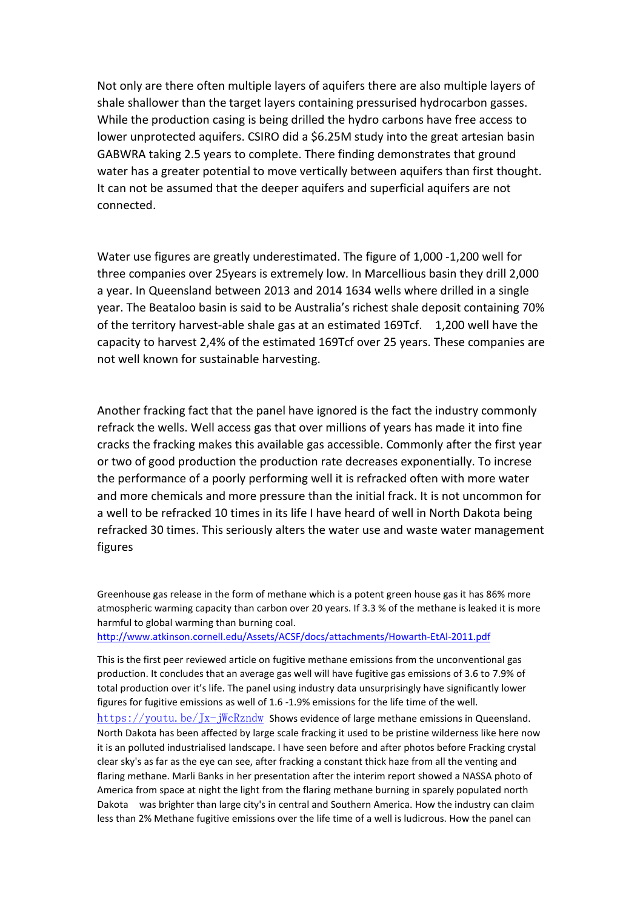Not only are there often multiple layers of aquifers there are also multiple layers of shale shallower than the target layers containing pressurised hydrocarbon gasses. While the production casing is being drilled the hydro carbons have free access to lower unprotected aquifers. CSIRO did a $6.25M study into the great artesian basin GABWRA taking 2.5 years to complete. There finding demonstrates that ground water has a greater potential to move vertically between aquifers than first thought. It can not be assumed that the deeper aquifers and superficial aquifers are not connected.

Water use figures are greatly underestimated. The figure of 1,000 -1,200 well for three companies over 25years is extremely low. In Marcellious basin they drill 2,000 a year. In Queensland between 2013 and 2014 1634 wells where drilled in a single year. The Beataloo basin is said to be Australia's richest shale deposit containing 70% of the territory harvest-able shale gas at an estimated 169Tcf. 1,200 well have the capacity to harvest 2,4% of the estimated 169Tcf over 25 years. These companies are not well known for sustainable harvesting.

Another fracking fact that the panel have ignored is the fact the industry commonly refrack the wells. Well access gas that over millions of years has made it into fine cracks the fracking makes this available gas accessible. Commonly after the first year or two of good production the production rate decreases exponentially. To increase the performance of a poorly performing well it is refracked often with more water and more chemicals and more pressure than the initial frack. It is not uncommon for a well to be refracked 10 times in its life I have heard of well in North Dakota being refracked 30 times. This seriously alters the water use and waste water management figures

Greenhouse gas release in the form of methane which is a potent green house gas it has 86% more atmospheric warming capacity than carbon over 20 years. If 3.3 % of the methane is leaked it is more harmful to global warming than burning coal.
http://www.atkinson.cornell.edu/Assets/ACSF/docs/attachments/Howarth-EtAl-2011.pdf

This is the first peer reviewed article on fugitive methane emissions from the unconventional gas production. It concludes that an average gas well will have fugitive gas emissions of 3.6 to 7.9% of total production over it's life. The panel using industry data unsurprisingly have significantly lower figures for fugitive emissions as well of 1.6 -1.9% emissions for the life time of the well.
https://youtu.be/Jx-jWcRzndw Shows evidence of large methane emissions in Queensland. North Dakota has been affected by large scale fracking it used to be pristine wilderness like here now it is an polluted industrialised landscape. I have seen before and after photos before Fracking crystal clear sky's as far as the eye can see, after fracking a constant thick haze from all the venting and flaring methane. Marli Banks in her presentation after the interim report showed a NASSA photo of America from space at night the light from the flaring methane burning in sparely populated north Dakota was brighter than large city's in central and Southern America. How the industry can claim less than 2% Methane fugitive emissions over the life time of a well is ludicrous. How the panel can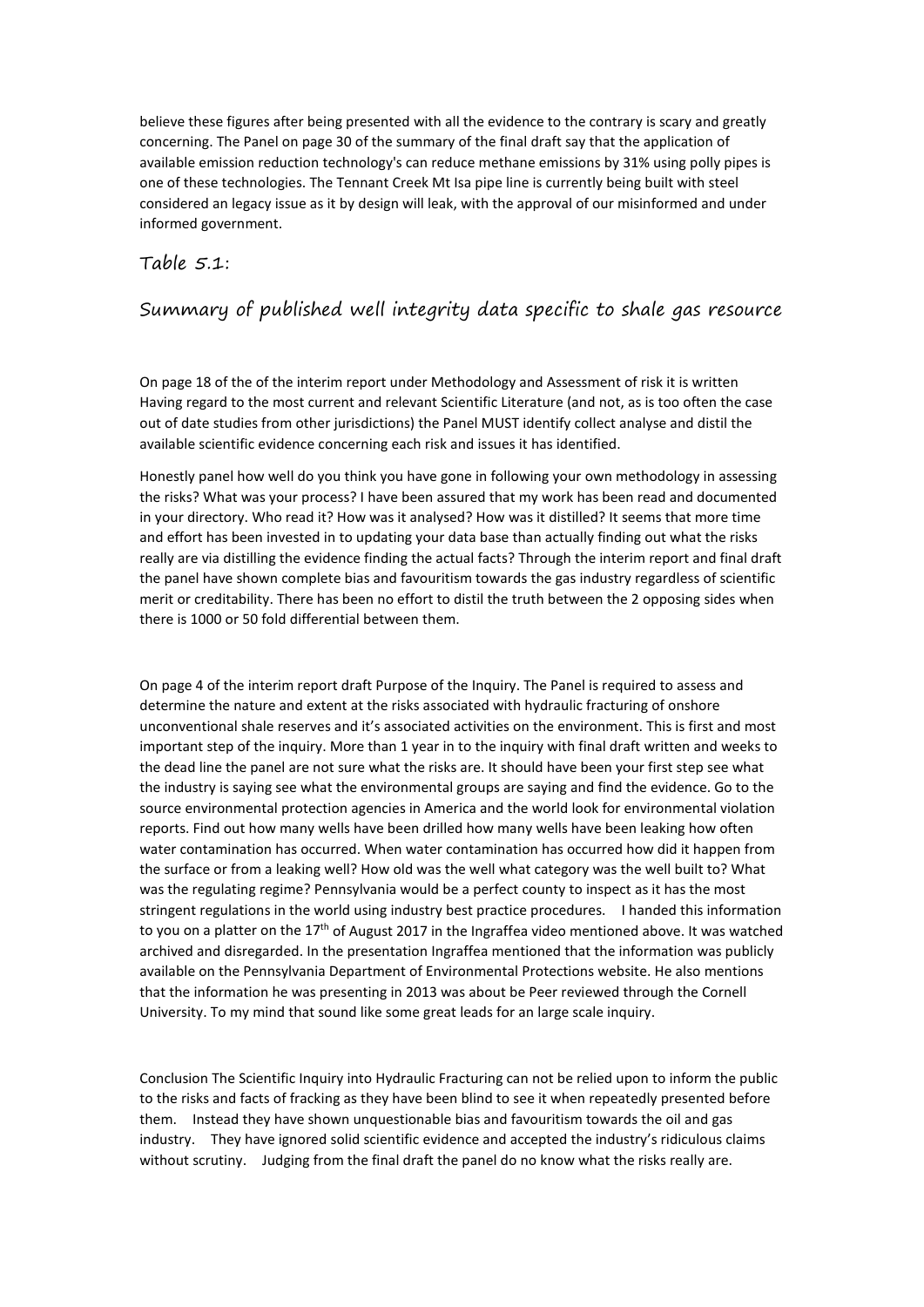believe these figures after being presented with all the evidence to the contrary is scary and greatly concerning. The Panel on page 30 of the summary of the final draft say that the application of available emission reduction technology's can reduce methane emissions by 31% using polly pipes is one of these technologies. The Tennant Creek Mt Isa pipe line is currently being built with steel considered an legacy issue as it by design will leak, with the approval of our misinformed and under informed government.

## Table 5.1:

## Summary of published well integrity data specific to shale gas resource

On page 18 of the of the interim report under Methodology and Assessment of risk it is written Having regard to the most current and relevant Scientific Literature (and not, as is too often the case out of date studies from other jurisdictions) the Panel MUST identify collect analyse and distil the available scientific evidence concerning each risk and issues it has identified.

Honestly panel how well do you think you have gone in following your own methodology in assessing the risks? What was your process? I have been assured that my work has been read and documented in your directory. Who read it? How was it analysed? How was it distilled? It seems that more time and effort has been invested in to updating your data base than actually finding out what the risks really are via distilling the evidence finding the actual facts? Through the interim report and final draft the panel have shown complete bias and favouritism towards the gas industry regardless of scientific merit or creditability. There has been no effort to distil the truth between the 2 opposing sides when there is 1000 or 50 fold differential between them.

On page 4 of the interim report draft Purpose of the Inquiry. The Panel is required to assess and determine the nature and extent at the risks associated with hydraulic fracturing of onshore unconventional shale reserves and it's associated activities on the environment. This is first and most important step of the inquiry. More than 1 year in to the inquiry with final draft written and weeks to the dead line the panel are not sure what the risks are. It should have been your first step see what the industry is saying see what the environmental groups are saying and find the evidence. Go to the source environmental protection agencies in America and the world look for environmental violation reports. Find out how many wells have been drilled how many wells have been leaking how often water contamination has occurred. When water contamination has occurred how did it happen from the surface or from a leaking well? How old was the well what category was the well built to? What was the regulating regime? Pennsylvania would be a perfect county to inspect as it has the most stringent regulations in the world using industry best practice procedures. I handed this information to you on a platter on the 17th of August 2017 in the Ingraffea video mentioned above. It was watched archived and disregarded. In the presentation Ingraffea mentioned that the information was publicly available on the Pennsylvania Department of Environmental Protections website. He also mentions that the information he was presenting in 2013 was about be Peer reviewed through the Cornell University. To my mind that sound like some great leads for an large scale inquiry.

Conclusion The Scientific Inquiry into Hydraulic Fracturing can not be relied upon to inform the public to the risks and facts of fracking as they have been blind to see it when repeatedly presented before them. Instead they have shown unquestionable bias and favouritism towards the oil and gas industry. They have ignored solid scientific evidence and accepted the industry's ridiculous claims without scrutiny. Judging from the final draft the panel do no know what the risks really are.